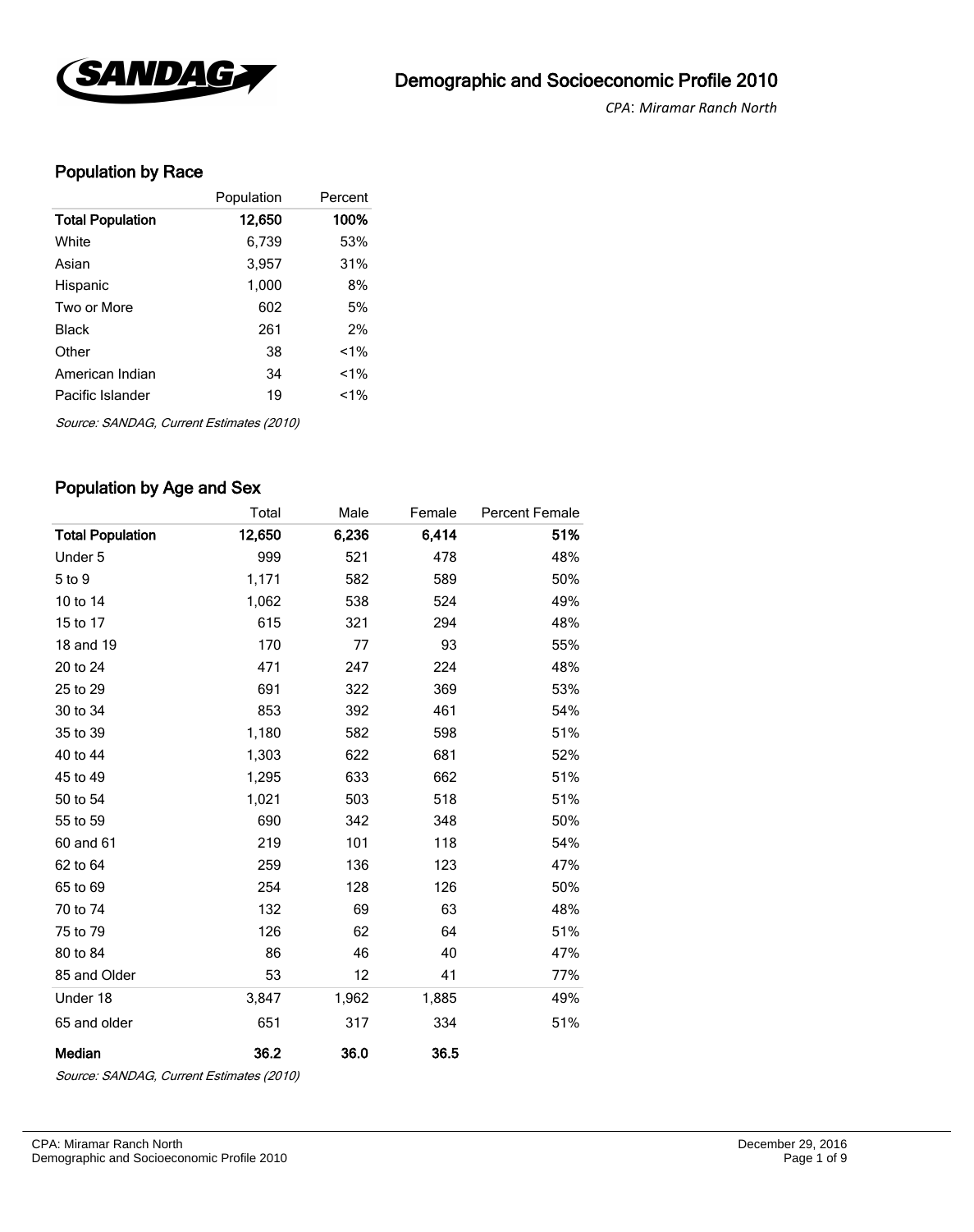# Demographic and Socioeconomic Profile 2010

*CPA: Miramar Ranch North*

## Population by Race

| | Population | Percent |
|---|---|---|
| **Total Population** | **12,650** | **100%** |
| White | 6,739 | 53% |
| Asian | 3,957 | 31% |
| Hispanic | 1,000 | 8% |
| Two or More | 602 | 5% |
| Black | 261 | 2% |
| Other | 38 | <1% |
| American Indian | 34 | <1% |
| Pacific Islander | 19 | <1% |

*Source: SANDAG, Current Estimates (2010)*

## Population by Age and Sex

| | Total | Male | Female | Percent Female |
|---|---|---|---|---|
| **Total Population** | **12,650** | **6,236** | **6,414** | **51%** |
| Under 5 | 999 | 521 | 478 | 48% |
| 5 to 9 | 1,171 | 582 | 589 | 50% |
| 10 to 14 | 1,062 | 538 | 524 | 49% |
| 15 to 17 | 615 | 321 | 294 | 48% |
| 18 and 19 | 170 | 77 | 93 | 55% |
| 20 to 24 | 471 | 247 | 224 | 48% |
| 25 to 29 | 691 | 322 | 369 | 53% |
| 30 to 34 | 853 | 392 | 461 | 54% |
| 35 to 39 | 1,180 | 582 | 598 | 51% |
| 40 to 44 | 1,303 | 622 | 681 | 52% |
| 45 to 49 | 1,295 | 633 | 662 | 51% |
| 50 to 54 | 1,021 | 503 | 518 | 51% |
| 55 to 59 | 690 | 342 | 348 | 50% |
| 60 and 61 | 219 | 101 | 118 | 54% |
| 62 to 64 | 259 | 136 | 123 | 47% |
| 65 to 69 | 254 | 128 | 126 | 50% |
| 70 to 74 | 132 | 69 | 63 | 48% |
| 75 to 79 | 126 | 62 | 64 | 51% |
| 80 to 84 | 86 | 46 | 40 | 47% |
| 85 and Older | 53 | 12 | 41 | 77% |
| Under 18 | 3,847 | 1,962 | 1,885 | 49% |
| 65 and older | 651 | 317 | 334 | 51% |
| **Median** | **36.2** | **36.0** | **36.5** | |

*Source: SANDAG, Current Estimates (2010)*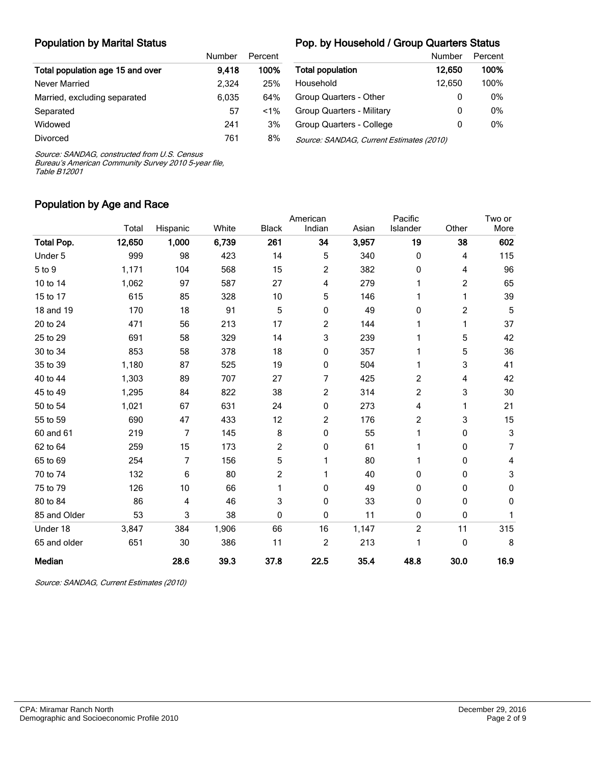## Population by Marital Status

| | Number | Percent |
|---|---|---|
| **Total population age 15 and over** | **9,418** | **100%** |
| Never Married | 2,324 | 25% |
| Married, excluding separated | 6,035 | 64% |
| Separated | 57 | <1% |
| Widowed | 241 | 3% |
| Divorced | 761 | 8% |

*Source: SANDAG, constructed from U.S. Census Bureau's American Community Survey 2010 5-year file, Table B12001*

## Pop. by Household / Group Quarters Status

| | Number | Percent |
|---|---|---|
| **Total population** | **12,650** | **100%** |
| Household | 12,650 | 100% |
| Group Quarters - Other | 0 | 0% |
| Group Quarters - Military | 0 | 0% |
| Group Quarters - College | 0 | 0% |

*Source: SANDAG, Current Estimates (2010)*

## Population by Age and Race

| | Total | Hispanic | White | Black | American Indian | Asian | Pacific Islander | Other | Two or More |
|---|---|---|---|---|---|---|---|---|---|
| **Total Pop.** | **12,650** | **1,000** | **6,739** | **261** | **34** | **3,957** | **19** | **38** | **602** |
| Under 5 | 999 | 98 | 423 | 14 | 5 | 340 | 0 | 4 | 115 |
| 5 to 9 | 1,171 | 104 | 568 | 15 | 2 | 382 | 0 | 4 | 96 |
| 10 to 14 | 1,062 | 97 | 587 | 27 | 4 | 279 | 1 | 2 | 65 |
| 15 to 17 | 615 | 85 | 328 | 10 | 5 | 146 | 1 | 1 | 39 |
| 18 and 19 | 170 | 18 | 91 | 5 | 0 | 49 | 0 | 2 | 5 |
| 20 to 24 | 471 | 56 | 213 | 17 | 2 | 144 | 1 | 1 | 37 |
| 25 to 29 | 691 | 58 | 329 | 14 | 3 | 239 | 1 | 5 | 42 |
| 30 to 34 | 853 | 58 | 378 | 18 | 0 | 357 | 1 | 5 | 36 |
| 35 to 39 | 1,180 | 87 | 525 | 19 | 0 | 504 | 1 | 3 | 41 |
| 40 to 44 | 1,303 | 89 | 707 | 27 | 7 | 425 | 2 | 4 | 42 |
| 45 to 49 | 1,295 | 84 | 822 | 38 | 2 | 314 | 2 | 3 | 30 |
| 50 to 54 | 1,021 | 67 | 631 | 24 | 0 | 273 | 4 | 1 | 21 |
| 55 to 59 | 690 | 47 | 433 | 12 | 2 | 176 | 2 | 3 | 15 |
| 60 and 61 | 219 | 7 | 145 | 8 | 0 | 55 | 1 | 0 | 3 |
| 62 to 64 | 259 | 15 | 173 | 2 | 0 | 61 | 1 | 0 | 7 |
| 65 to 69 | 254 | 7 | 156 | 5 | 1 | 80 | 1 | 0 | 4 |
| 70 to 74 | 132 | 6 | 80 | 2 | 1 | 40 | 0 | 0 | 3 |
| 75 to 79 | 126 | 10 | 66 | 1 | 0 | 49 | 0 | 0 | 0 |
| 80 to 84 | 86 | 4 | 46 | 3 | 0 | 33 | 0 | 0 | 0 |
| 85 and Older | 53 | 3 | 38 | 0 | 0 | 11 | 0 | 0 | 1 |
| Under 18 | 3,847 | 384 | 1,906 | 66 | 16 | 1,147 | 2 | 11 | 315 |
| 65 and older | 651 | 30 | 386 | 11 | 2 | 213 | 1 | 0 | 8 |
| **Median** | | **28.6** | **39.3** | **37.8** | **22.5** | **35.4** | **48.8** | **30.0** | **16.9** |

*Source: SANDAG, Current Estimates (2010)*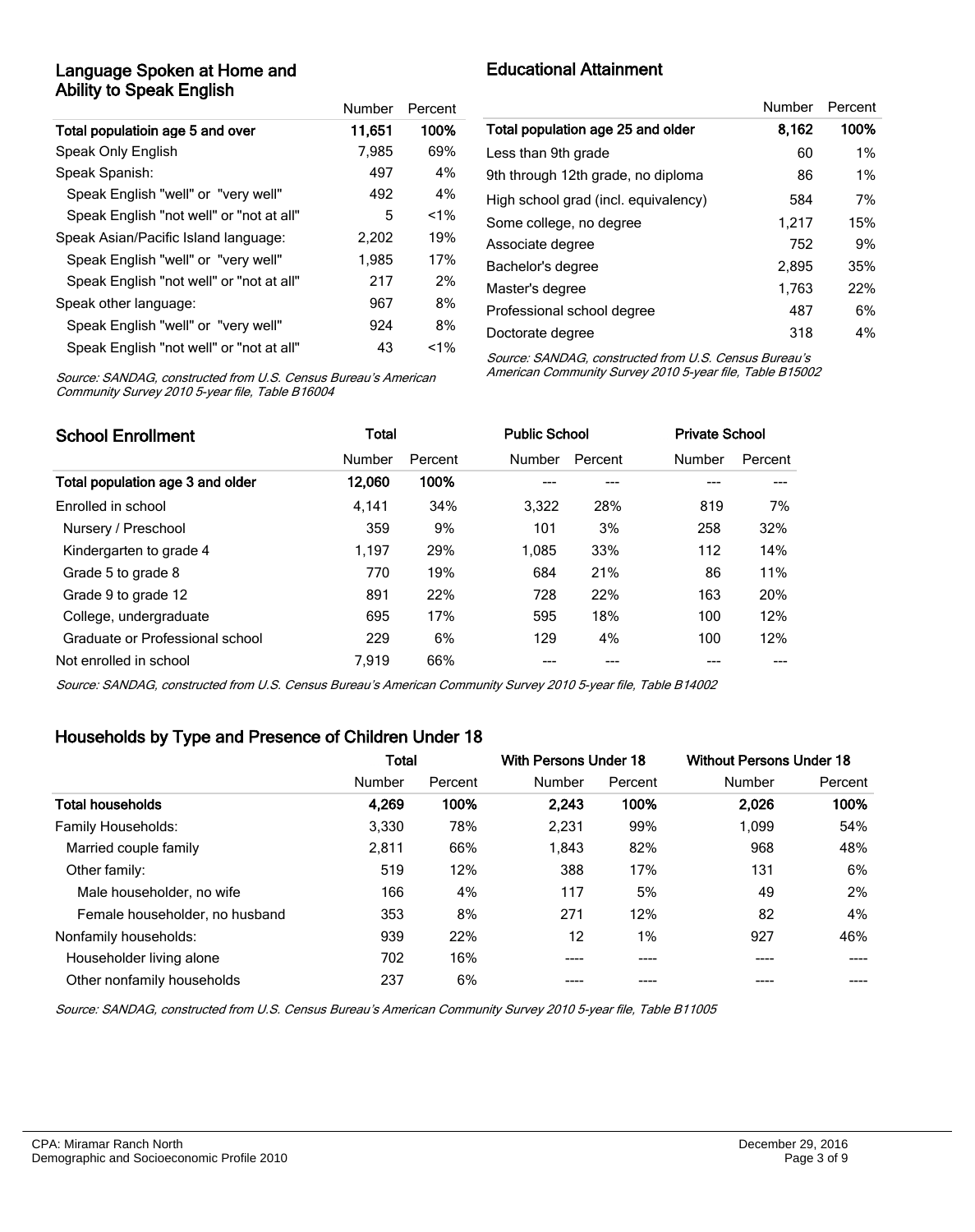## Language Spoken at Home and Ability to Speak English

| | Number | Percent |
|---|---|---|
| **Total populatioin age 5 and over** | **11,651** | **100%** |
| Speak Only English | 7,985 | 69% |
| Speak Spanish: | 497 | 4% |
| Speak English "well" or "very well" | 492 | 4% |
| Speak English "not well" or "not at all" | 5 | <1% |
| Speak Asian/Pacific Island language: | 2,202 | 19% |
| Speak English "well" or "very well" | 1,985 | 17% |
| Speak English "not well" or "not at all" | 217 | 2% |
| Speak other language: | 967 | 8% |
| Speak English "well" or "very well" | 924 | 8% |
| Speak English "not well" or "not at all" | 43 | <1% |

*Source: SANDAG, constructed from U.S. Census Bureau's American Community Survey 2010 5-year file, Table B16004*

## Educational Attainment

| | Number | Percent |
|---|---|---|
| **Total population age 25 and older** | **8,162** | **100%** |
| Less than 9th grade | 60 | 1% |
| 9th through 12th grade, no diploma | 86 | 1% |
| High school grad (incl. equivalency) | 584 | 7% |
| Some college, no degree | 1,217 | 15% |
| Associate degree | 752 | 9% |
| Bachelor's degree | 2,895 | 35% |
| Master's degree | 1,763 | 22% |
| Professional school degree | 487 | 6% |
| Doctorate degree | 318 | 4% |

*Source: SANDAG, constructed from U.S. Census Bureau's American Community Survey 2010 5-year file, Table B15002*

## School Enrollment

| | Total | | Public School | | Private School | |
|---|---|---|---|---|---|---|
| | Number | Percent | Number | Percent | Number | Percent |
| **Total population age 3 and older** | **12,060** | **100%** | --- | --- | --- | --- |
| Enrolled in school | 4,141 | 34% | 3,322 | 28% | 819 | 7% |
| Nursery / Preschool | 359 | 9% | 101 | 3% | 258 | 32% |
| Kindergarten to grade 4 | 1,197 | 29% | 1,085 | 33% | 112 | 14% |
| Grade 5 to grade 8 | 770 | 19% | 684 | 21% | 86 | 11% |
| Grade 9 to grade 12 | 891 | 22% | 728 | 22% | 163 | 20% |
| College, undergraduate | 695 | 17% | 595 | 18% | 100 | 12% |
| Graduate or Professional school | 229 | 6% | 129 | 4% | 100 | 12% |
| Not enrolled in school | 7,919 | 66% | --- | --- | --- | --- |

*Source: SANDAG, constructed from U.S. Census Bureau's American Community Survey 2010 5-year file, Table B14002*

## Households by Type and Presence of Children Under 18

| | Total | | With Persons Under 18 | | Without Persons Under 18 | |
|---|---|---|---|---|---|---|
| | Number | Percent | Number | Percent | Number | Percent |
| **Total households** | **4,269** | **100%** | **2,243** | **100%** | **2,026** | **100%** |
| Family Households: | 3,330 | 78% | 2,231 | 99% | 1,099 | 54% |
| Married couple family | 2,811 | 66% | 1,843 | 82% | 968 | 48% |
| Other family: | 519 | 12% | 388 | 17% | 131 | 6% |
| Male householder, no wife | 166 | 4% | 117 | 5% | 49 | 2% |
| Female householder, no husband | 353 | 8% | 271 | 12% | 82 | 4% |
| Nonfamily households: | 939 | 22% | 12 | 1% | 927 | 46% |
| Householder living alone | 702 | 16% | ---- | ---- | ---- | ---- |
| Other nonfamily households | 237 | 6% | ---- | ---- | ---- | ---- |

*Source: SANDAG, constructed from U.S. Census Bureau's American Community Survey 2010 5-year file, Table B11005*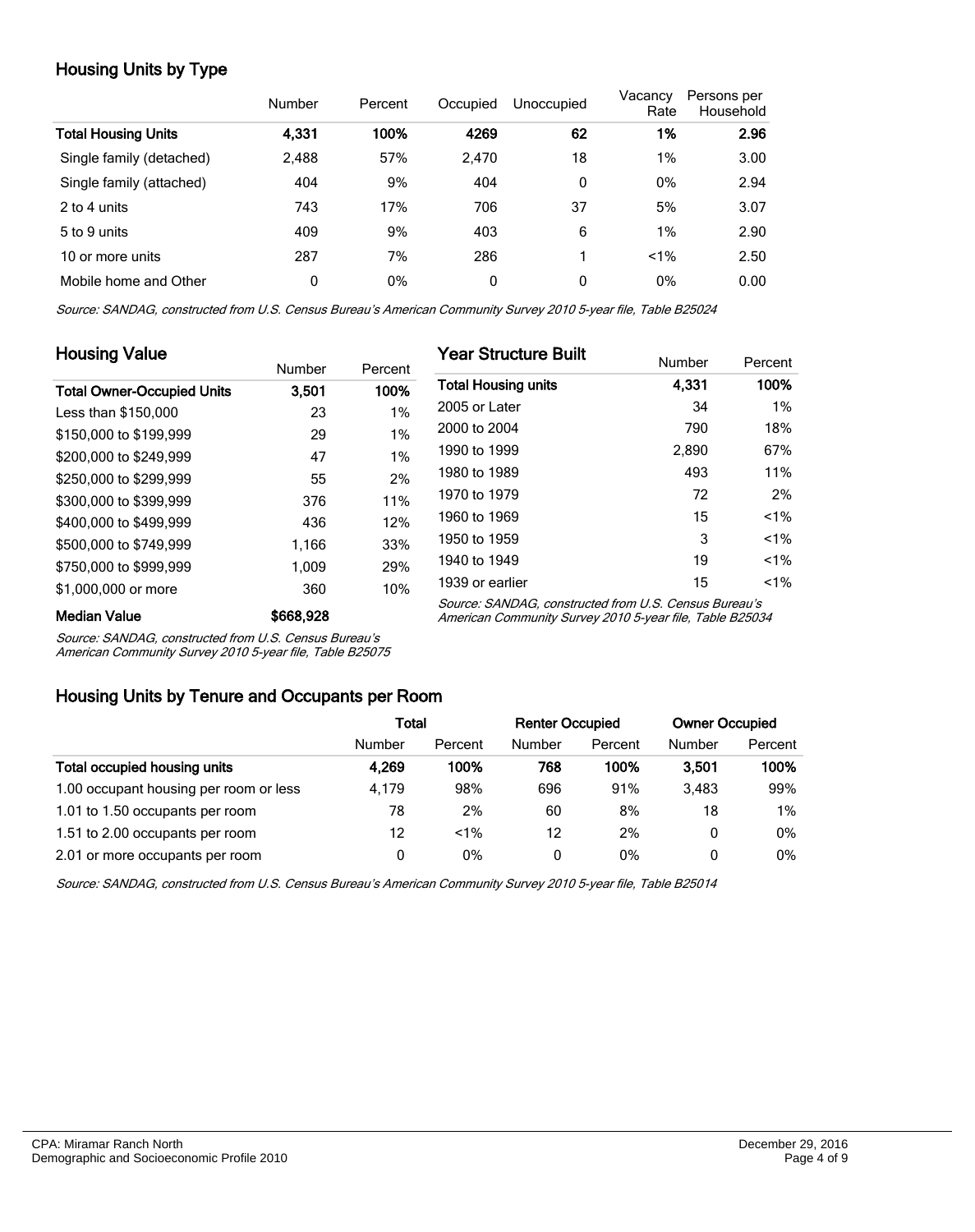## Housing Units by Type

| | Number | Percent | Occupied | Unoccupied | Vacancy Rate | Persons per Household |
|---|---|---|---|---|---|---|
| **Total Housing Units** | **4,331** | **100%** | **4269** | **62** | **1%** | **2.96** |
| Single family (detached) | 2,488 | 57% | 2,470 | 18 | 1% | 3.00 |
| Single family (attached) | 404 | 9% | 404 | 0 | 0% | 2.94 |
| 2 to 4 units | 743 | 17% | 706 | 37 | 5% | 3.07 |
| 5 to 9 units | 409 | 9% | 403 | 6 | 1% | 2.90 |
| 10 or more units | 287 | 7% | 286 | 1 | <1% | 2.50 |
| Mobile home and Other | 0 | 0% | 0 | 0 | 0% | 0.00 |

*Source: SANDAG, constructed from U.S. Census Bureau's American Community Survey 2010 5-year file, Table B25024*

## Housing Value

| | Number | Percent |
|---|---|---|
| **Total Owner-Occupied Units** | **3,501** | **100%** |
| Less than $150,000 | 23 | 1% |
| $150,000 to $199,999 | 29 | 1% |
| $200,000 to $249,999 | 47 | 1% |
| $250,000 to $299,999 | 55 | 2% |
| $300,000 to $399,999 | 376 | 11% |
| $400,000 to $499,999 | 436 | 12% |
| $500,000 to $749,999 | 1,166 | 33% |
| $750,000 to $999,999 | 1,009 | 29% |
| $1,000,000 or more | 360 | 10% |
| **Median Value** | **$668,928** | |

*Source: SANDAG, constructed from U.S. Census Bureau's American Community Survey 2010 5-year file, Table B25075*

## Year Structure Built

| | Number | Percent |
|---|---|---|
| **Total Housing units** | **4,331** | **100%** |
| 2005 or Later | 34 | 1% |
| 2000 to 2004 | 790 | 18% |
| 1990 to 1999 | 2,890 | 67% |
| 1980 to 1989 | 493 | 11% |
| 1970 to 1979 | 72 | 2% |
| 1960 to 1969 | 15 | <1% |
| 1950 to 1959 | 3 | <1% |
| 1940 to 1949 | 19 | <1% |
| 1939 or earlier | 15 | <1% |

*Source: SANDAG, constructed from U.S. Census Bureau's American Community Survey 2010 5-year file, Table B25034*

## Housing Units by Tenure and Occupants per Room

| | Total | | Renter Occupied | | Owner Occupied | |
|---|---|---|---|---|---|---|
| | Number | Percent | Number | Percent | Number | Percent |
| **Total occupied housing units** | **4,269** | **100%** | **768** | **100%** | **3,501** | **100%** |
| 1.00 occupant housing per room or less | 4,179 | 98% | 696 | 91% | 3,483 | 99% |
| 1.01 to 1.50 occupants per room | 78 | 2% | 60 | 8% | 18 | 1% |
| 1.51 to 2.00 occupants per room | 12 | <1% | 12 | 2% | 0 | 0% |
| 2.01 or more occupants per room | 0 | 0% | 0 | 0% | 0 | 0% |

*Source: SANDAG, constructed from U.S. Census Bureau's American Community Survey 2010 5-year file, Table B25014*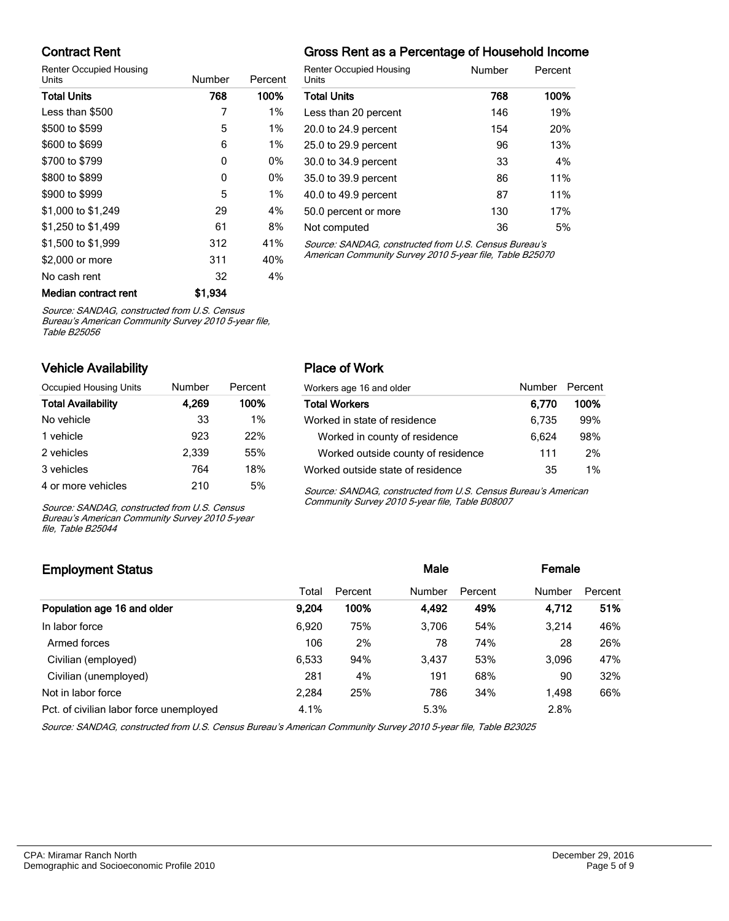## Contract Rent

| Renter Occupied Housing Units | Number | Percent |
|---|---|---|
| **Total Units** | **768** | **100%** |
| Less than $500 | 7 | 1% |
| $500 to $599 | 5 | 1% |
| $600 to $699 | 6 | 1% |
| $700 to $799 | 0 | 0% |
| $800 to $899 | 0 | 0% |
| $900 to $999 | 5 | 1% |
| $1,000 to $1,249 | 29 | 4% |
| $1,250 to $1,499 | 61 | 8% |
| $1,500 to $1,999 | 312 | 41% |
| $2,000 or more | 311 | 40% |
| No cash rent | 32 | 4% |
| **Median contract rent** | **$1,934** | |

*Source: SANDAG, constructed from U.S. Census Bureau's American Community Survey 2010 5-year file, Table B25056*

## Gross Rent as a Percentage of Household Income

| Renter Occupied Housing Units | Number | Percent |
|---|---|---|
| **Total Units** | **768** | **100%** |
| Less than 20 percent | 146 | 19% |
| 20.0 to 24.9 percent | 154 | 20% |
| 25.0 to 29.9 percent | 96 | 13% |
| 30.0 to 34.9 percent | 33 | 4% |
| 35.0 to 39.9 percent | 86 | 11% |
| 40.0 to 49.9 percent | 87 | 11% |
| 50.0 percent or more | 130 | 17% |
| Not computed | 36 | 5% |

*Source: SANDAG, constructed from U.S. Census Bureau's American Community Survey 2010 5-year file, Table B25070*

## Vehicle Availability

| Occupied Housing Units | Number | Percent |
|---|---|---|
| **Total Availability** | **4,269** | **100%** |
| No vehicle | 33 | 1% |
| 1 vehicle | 923 | 22% |
| 2 vehicles | 2,339 | 55% |
| 3 vehicles | 764 | 18% |
| 4 or more vehicles | 210 | 5% |

*Source: SANDAG, constructed from U.S. Census Bureau's American Community Survey 2010 5-year file, Table B25044*

## Place of Work

| Workers age 16 and older | Number | Percent |
|---|---|---|
| **Total Workers** | **6,770** | **100%** |
| Worked in state of residence | 6,735 | 99% |
| Worked in county of residence | 6,624 | 98% |
| Worked outside county of residence | 111 | 2% |
| Worked outside state of residence | 35 | 1% |

*Source: SANDAG, constructed from U.S. Census Bureau's American Community Survey 2010 5-year file, Table B08007*

## Employment Status

| | Total | Percent | Male Number | Male Percent | Female Number | Female Percent |
|---|---|---|---|---|---|---|
| **Population age 16 and older** | **9,204** | **100%** | **4,492** | **49%** | **4,712** | **51%** |
| In labor force | 6,920 | 75% | 3,706 | 54% | 3,214 | 46% |
| Armed forces | 106 | 2% | 78 | 74% | 28 | 26% |
| Civilian (employed) | 6,533 | 94% | 3,437 | 53% | 3,096 | 47% |
| Civilian (unemployed) | 281 | 4% | 191 | 68% | 90 | 32% |
| Not in labor force | 2,284 | 25% | 786 | 34% | 1,498 | 66% |
| Pct. of civilian labor force unemployed | 4.1% | | 5.3% | | 2.8% | |

*Source: SANDAG, constructed from U.S. Census Bureau's American Community Survey 2010 5-year file, Table B23025*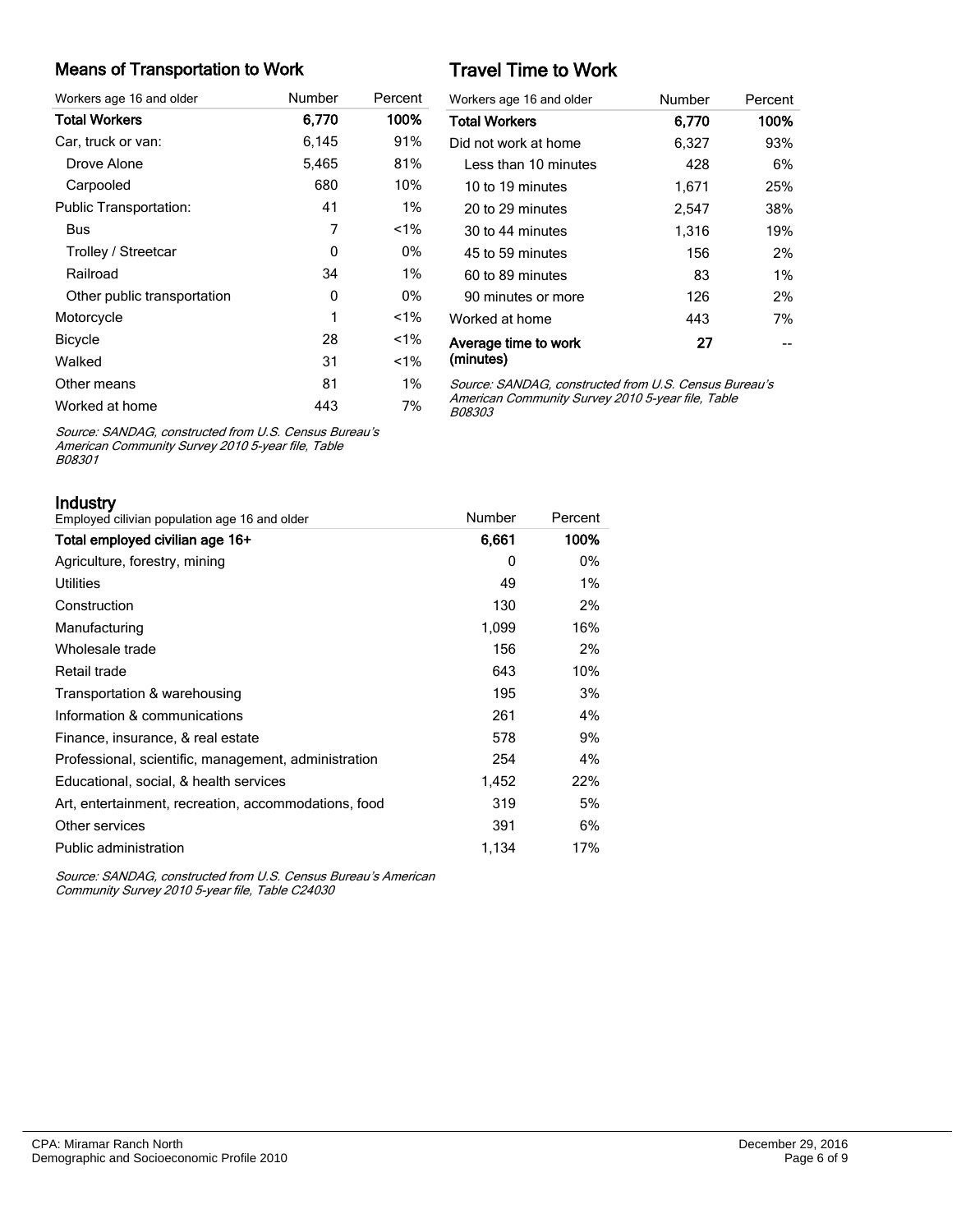## Means of Transportation to Work

| Workers age 16 and older | Number | Percent |
|---|---|---|
| **Total Workers** | **6,770** | **100%** |
| Car, truck or van: | 6,145 | 91% |
| Drove Alone | 5,465 | 81% |
| Carpooled | 680 | 10% |
| Public Transportation: | 41 | 1% |
| Bus | 7 | <1% |
| Trolley / Streetcar | 0 | 0% |
| Railroad | 34 | 1% |
| Other public transportation | 0 | 0% |
| Motorcycle | 1 | <1% |
| Bicycle | 28 | <1% |
| Walked | 31 | <1% |
| Other means | 81 | 1% |
| Worked at home | 443 | 7% |

*Source: SANDAG, constructed from U.S. Census Bureau's American Community Survey 2010 5-year file, Table B08301*

## Travel Time to Work

| Workers age 16 and older | Number | Percent |
|---|---|---|
| **Total Workers** | **6,770** | **100%** |
| Did not work at home | 6,327 | 93% |
| Less than 10 minutes | 428 | 6% |
| 10 to 19 minutes | 1,671 | 25% |
| 20 to 29 minutes | 2,547 | 38% |
| 30 to 44 minutes | 1,316 | 19% |
| 45 to 59 minutes | 156 | 2% |
| 60 to 89 minutes | 83 | 1% |
| 90 minutes or more | 126 | 2% |
| Worked at home | 443 | 7% |
| **Average time to work (minutes)** | **27** | -- |

*Source: SANDAG, constructed from U.S. Census Bureau's American Community Survey 2010 5-year file, Table B08303*

## Industry

| Employed cilivian population age 16 and older | Number | Percent |
|---|---|---|
| **Total employed civilian age 16+** | **6,661** | **100%** |
| Agriculture, forestry, mining | 0 | 0% |
| Utilities | 49 | 1% |
| Construction | 130 | 2% |
| Manufacturing | 1,099 | 16% |
| Wholesale trade | 156 | 2% |
| Retail trade | 643 | 10% |
| Transportation & warehousing | 195 | 3% |
| Information & communications | 261 | 4% |
| Finance, insurance, & real estate | 578 | 9% |
| Professional, scientific, management, administration | 254 | 4% |
| Educational, social, & health services | 1,452 | 22% |
| Art, entertainment, recreation, accommodations, food | 319 | 5% |
| Other services | 391 | 6% |
| Public administration | 1,134 | 17% |

*Source: SANDAG, constructed from U.S. Census Bureau's American Community Survey 2010 5-year file, Table C24030*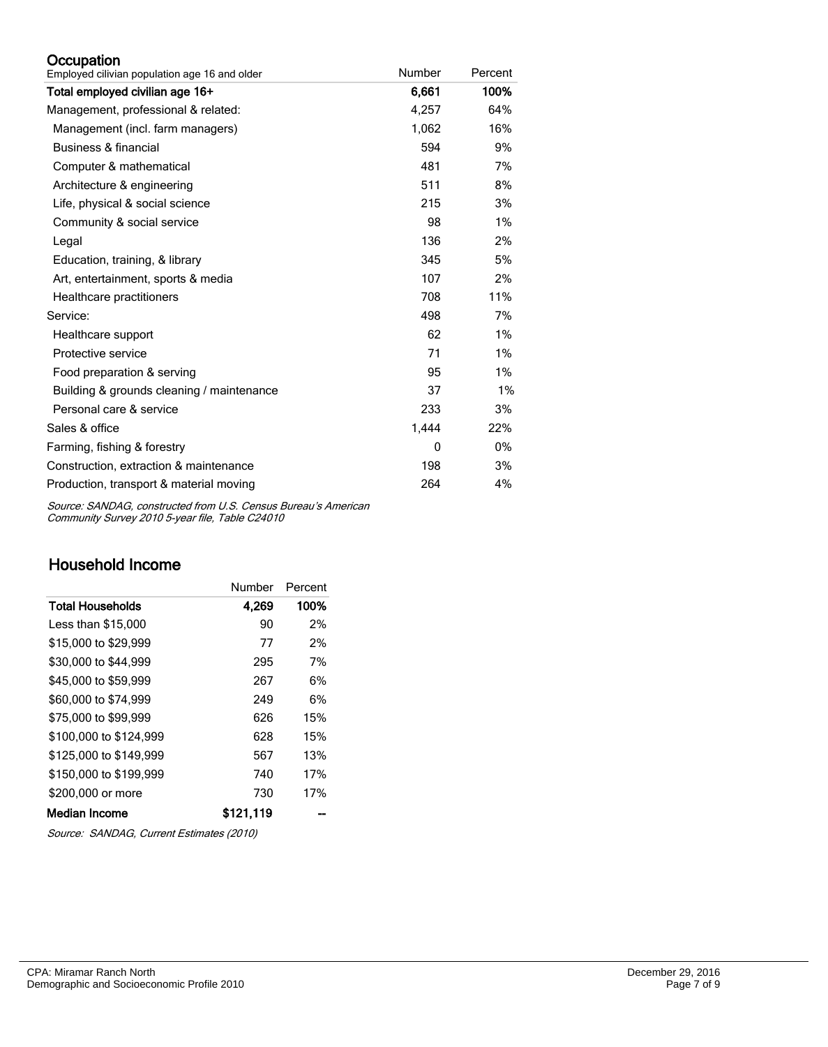## Occupation

| Employed cilivian population age 16 and older | Number | Percent |
|---|---|---|
| **Total employed civilian age 16+** | **6,661** | **100%** |
| Management, professional & related: | 4,257 | 64% |
| Management (incl. farm managers) | 1,062 | 16% |
| Business & financial | 594 | 9% |
| Computer & mathematical | 481 | 7% |
| Architecture & engineering | 511 | 8% |
| Life, physical & social science | 215 | 3% |
| Community & social service | 98 | 1% |
| Legal | 136 | 2% |
| Education, training, & library | 345 | 5% |
| Art, entertainment, sports & media | 107 | 2% |
| Healthcare practitioners | 708 | 11% |
| Service: | 498 | 7% |
| Healthcare support | 62 | 1% |
| Protective service | 71 | 1% |
| Food preparation & serving | 95 | 1% |
| Building & grounds cleaning / maintenance | 37 | 1% |
| Personal care & service | 233 | 3% |
| Sales & office | 1,444 | 22% |
| Farming, fishing & forestry | 0 | 0% |
| Construction, extraction & maintenance | 198 | 3% |
| Production, transport & material moving | 264 | 4% |

*Source: SANDAG, constructed from U.S. Census Bureau's American Community Survey 2010 5-year file, Table C24010*

## Household Income

| | Number | Percent |
|---|---|---|
| **Total Households** | **4,269** | **100%** |
| Less than $15,000 | 90 | 2% |
| $15,000 to $29,999 | 77 | 2% |
| $30,000 to $44,999 | 295 | 7% |
| $45,000 to $59,999 | 267 | 6% |
| $60,000 to $74,999 | 249 | 6% |
| $75,000 to $99,999 | 626 | 15% |
| $100,000 to $124,999 | 628 | 15% |
| $125,000 to $149,999 | 567 | 13% |
| $150,000 to $199,999 | 740 | 17% |
| $200,000 or more | 730 | 17% |
| **Median Income** | **$121,119** | **--** |

*Source: SANDAG, Current Estimates (2010)*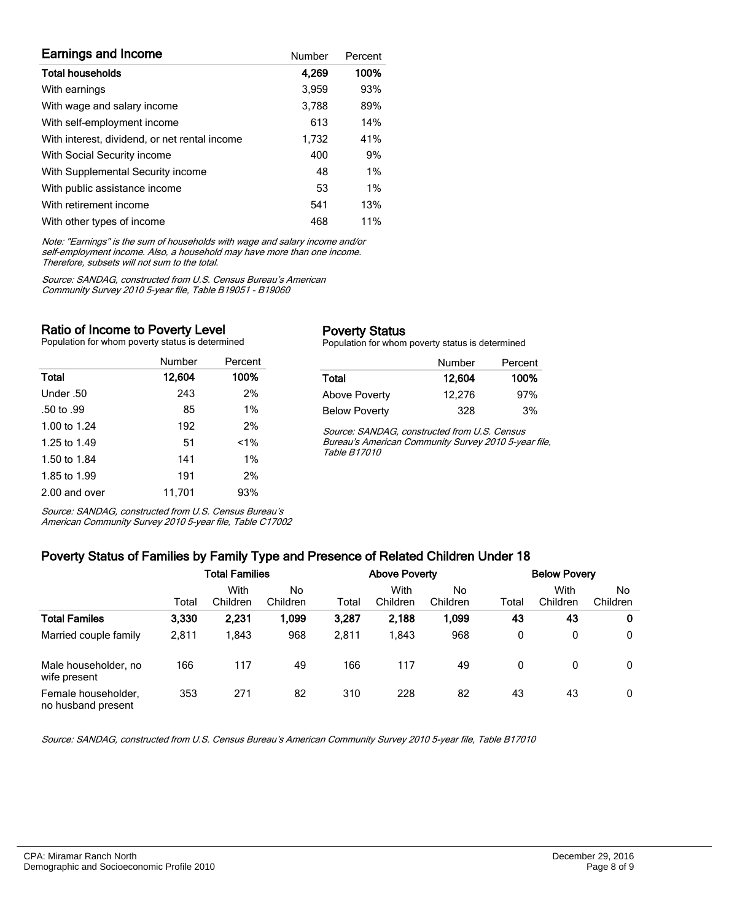## Earnings and Income

| | Number | Percent |
|---|---|---|
| **Total households** | **4,269** | **100%** |
| With earnings | 3,959 | 93% |
| With wage and salary income | 3,788 | 89% |
| With self-employment income | 613 | 14% |
| With interest, dividend, or net rental income | 1,732 | 41% |
| With Social Security income | 400 | 9% |
| With Supplemental Security income | 48 | 1% |
| With public assistance income | 53 | 1% |
| With retirement income | 541 | 13% |
| With other types of income | 468 | 11% |

*Note: "Earnings" is the sum of households with wage and salary income and/or self-employment income. Also, a household may have more than one income. Therefore, subsets will not sum to the total.*

*Source: SANDAG, constructed from U.S. Census Bureau's American Community Survey 2010 5-year file, Table B19051 - B19060*

## Ratio of Income to Poverty Level

Population for whom poverty status is determined

| | Number | Percent |
|---|---|---|
| **Total** | **12,604** | **100%** |
| Under .50 | 243 | 2% |
| .50 to .99 | 85 | 1% |
| 1.00 to 1.24 | 192 | 2% |
| 1.25 to 1.49 | 51 | <1% |
| 1.50 to 1.84 | 141 | 1% |
| 1.85 to 1.99 | 191 | 2% |
| 2.00 and over | 11,701 | 93% |

*Source: SANDAG, constructed from U.S. Census Bureau's American Community Survey 2010 5-year file, Table C17002*

## Poverty Status

Population for whom poverty status is determined

| | Number | Percent |
|---|---|---|
| **Total** | **12,604** | **100%** |
| Above Poverty | 12,276 | 97% |
| Below Poverty | 328 | 3% |

*Source: SANDAG, constructed from U.S. Census Bureau's American Community Survey 2010 5-year file, Table B17010*

## Poverty Status of Families by Family Type and Presence of Related Children Under 18

| | Total Families | | | Above Poverty | | | Below Povery | | |
|---|---|---|---|---|---|---|---|---|---|
| | Total | With Children | No Children | Total | With Children | No Children | Total | With Children | No Children |
| **Total Familes** | **3,330** | **2,231** | **1,099** | **3,287** | **2,188** | **1,099** | **43** | **43** | **0** |
| Married couple family | 2,811 | 1,843 | 968 | 2,811 | 1,843 | 968 | 0 | 0 | 0 |
| Male householder, no wife present | 166 | 117 | 49 | 166 | 117 | 49 | 0 | 0 | 0 |
| Female householder, no husband present | 353 | 271 | 82 | 310 | 228 | 82 | 43 | 43 | 0 |

*Source: SANDAG, constructed from U.S. Census Bureau's American Community Survey 2010 5-year file, Table B17010*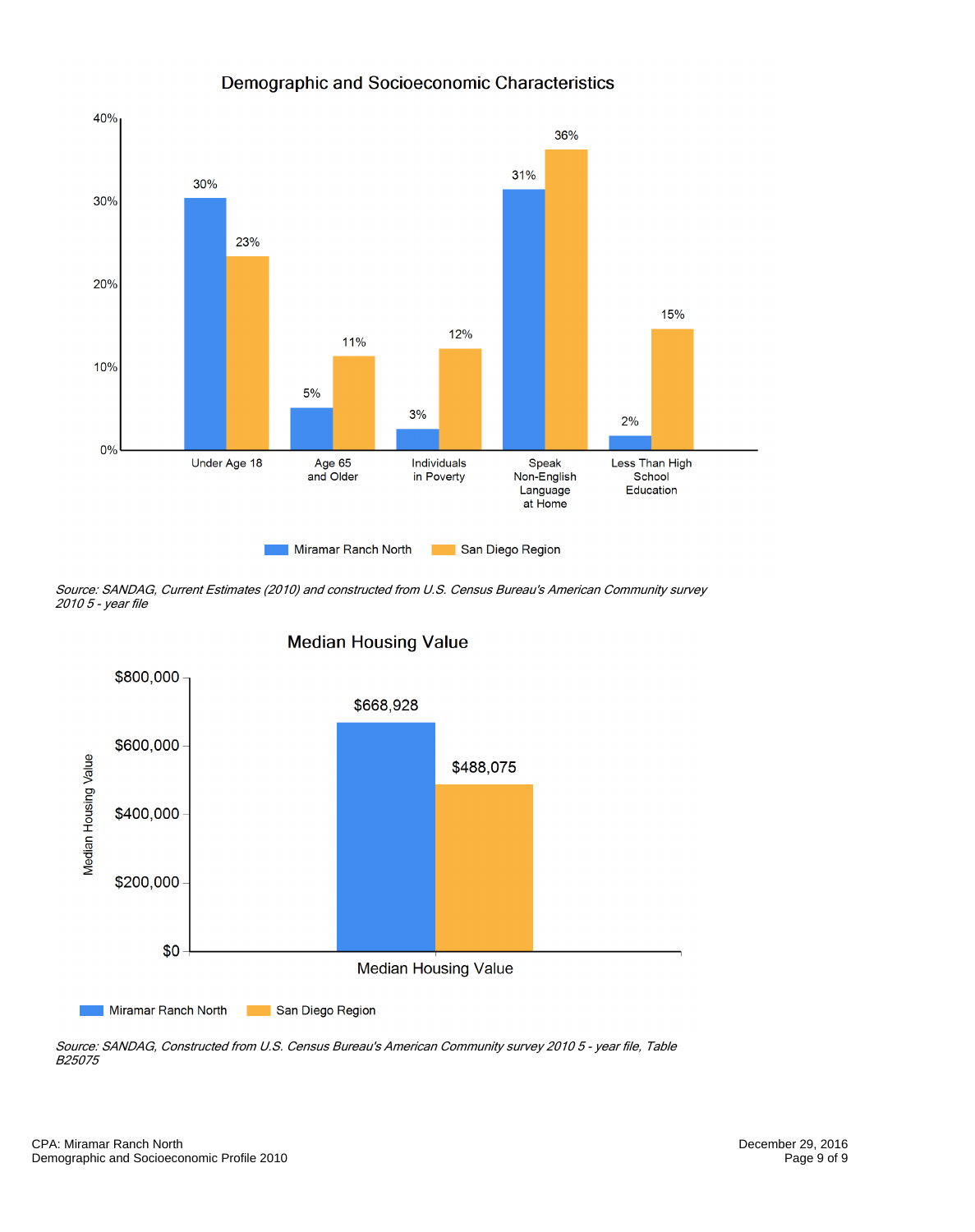## Demographic and Socioeconomic Characteristics

40%
30%
20%
10%
0%

30%
23%
5%
11%
3%
12%
31%
36%
2%
15%

Under Age 18
Age 65 and Older
Individuals in Poverty
Speak Non-English Language at Home
Less Than High School Education

Miramar Ranch North
San Diego Region

*Source: SANDAG, Current Estimates (2010) and constructed from U.S. Census Bureau's American Community survey 2010 5 - year file*

## Median Housing Value

$800,000
$600,000
$400,000
$200,000
$0

Median Housing Value

$668,928
$488,075

Median Housing Value

Miramar Ranch North
San Diego Region

*Source: SANDAG, Constructed from U.S. Census Bureau's American Community survey 2010 5 - year file, Table B25075*